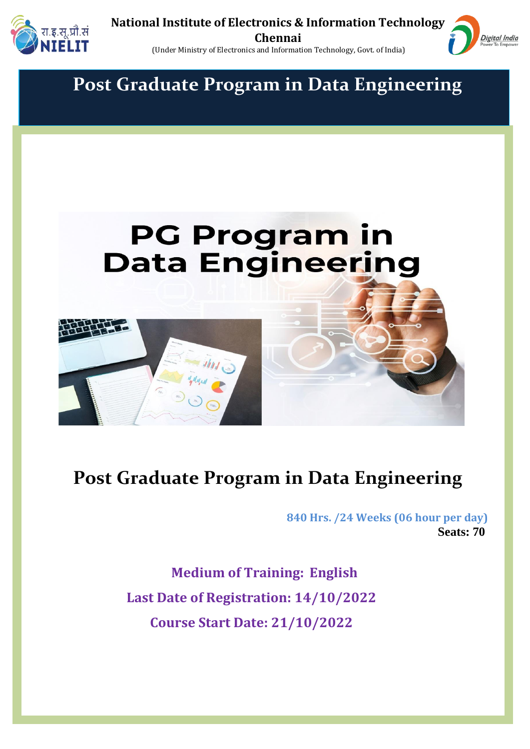**National Institute of Electronics & Information Technology**
**Chennai**
(Under Ministry of Electronics and Information Technology, Govt. of India)

# Post Graduate Program in Data Engineering

PG Program in Data Engineering

## Post Graduate Program in Data Engineering

**840 Hrs. /24 Weeks (06 hour per day)**
**Seats: 70**

**Medium of Training: English**

**Last Date of Registration: 14/10/2022**

**Course Start Date: 21/10/2022**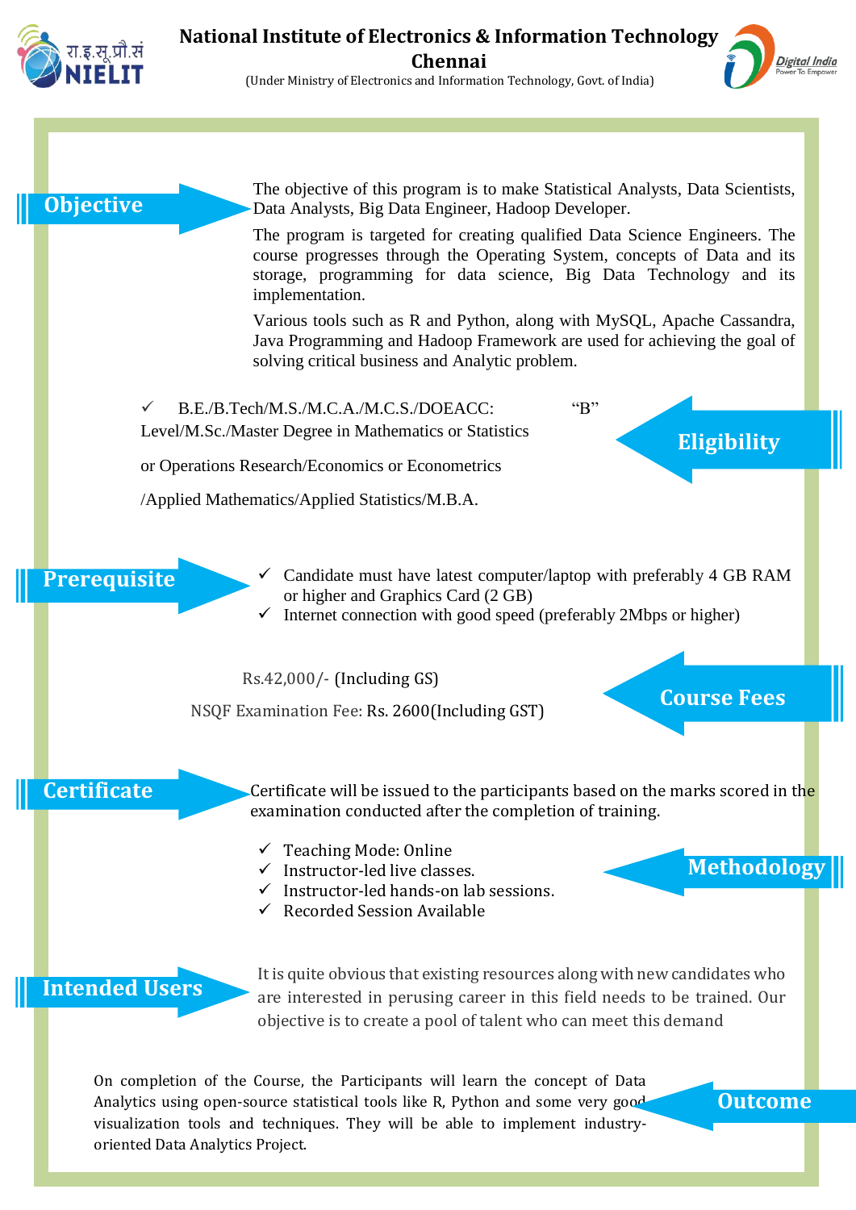# National Institute of Electronics & Information Technology Chennai

(Under Ministry of Electronics and Information Technology, Govt. of India)

## Objective

The objective of this program is to make Statistical Analysts, Data Scientists, Data Analysts, Big Data Engineer, Hadoop Developer.

The program is targeted for creating qualified Data Science Engineers. The course progresses through the Operating System, concepts of Data and its storage, programming for data science, Big Data Technology and its implementation.

Various tools such as R and Python, along with MySQL, Apache Cassandra, Java Programming and Hadoop Framework are used for achieving the goal of solving critical business and Analytic problem.

## Eligibility

- ✓ B.E./B.Tech/M.S./M.C.A./M.C.S./DOEACC: "B" Level/M.Sc./Master Degree in Mathematics or Statistics or Operations Research/Economics or Econometrics /Applied Mathematics/Applied Statistics/M.B.A.

## Prerequisite

- ✓ Candidate must have latest computer/laptop with preferably 4 GB RAM or higher and Graphics Card (2 GB)
- ✓ Internet connection with good speed (preferably 2Mbps or higher)

## Course Fees

Rs.42,000/- (Including GS)

NSQF Examination Fee: Rs. 2600(Including GST)

## Certificate

Certificate will be issued to the participants based on the marks scored in the examination conducted after the completion of training.

## Methodology

- ✓ Teaching Mode: Online
- ✓ Instructor-led live classes.
- ✓ Instructor-led hands-on lab sessions.
- ✓ Recorded Session Available

## Intended Users

It is quite obvious that existing resources along with new candidates who are interested in perusing career in this field needs to be trained. Our objective is to create a pool of talent who can meet this demand

## Outcome

On completion of the Course, the Participants will learn the concept of Data Analytics using open-source statistical tools like R, Python and some very good visualization tools and techniques. They will be able to implement industry-oriented Data Analytics Project.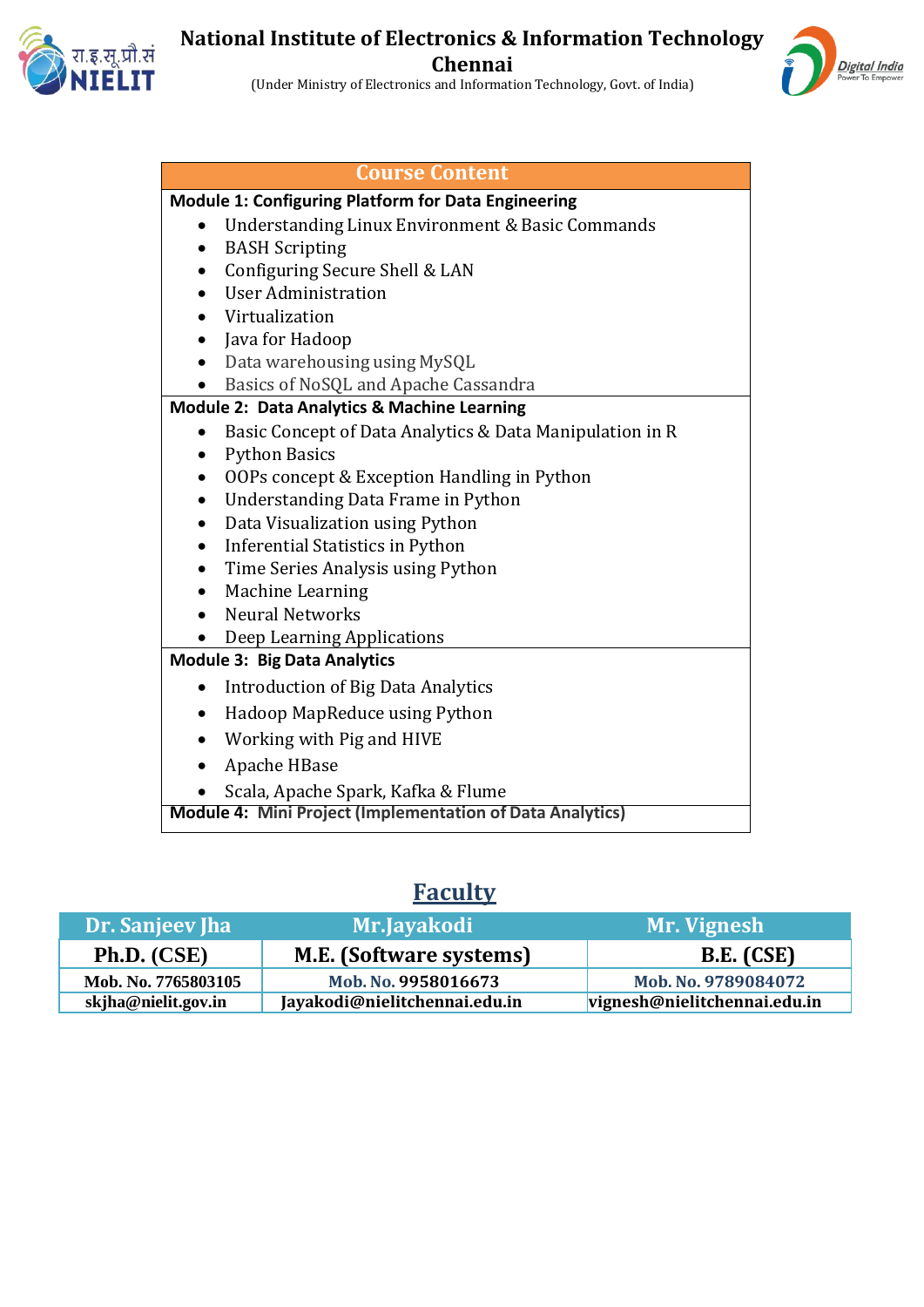# National Institute of Electronics & Information Technology Chennai

(Under Ministry of Electronics and Information Technology, Govt. of India)

## Course Content

**Module 1: Configuring Platform for Data Engineering**

- Understanding Linux Environment & Basic Commands
- BASH Scripting
- Configuring Secure Shell & LAN
- User Administration
- Virtualization
- Java for Hadoop
- Data warehousing using MySQL
- Basics of NoSQL and Apache Cassandra

**Module 2: Data Analytics & Machine Learning**

- Basic Concept of Data Analytics & Data Manipulation in R
- Python Basics
- OOPs concept & Exception Handling in Python
- Understanding Data Frame in Python
- Data Visualization using Python
- Inferential Statistics in Python
- Time Series Analysis using Python
- Machine Learning
- Neural Networks
- Deep Learning Applications

**Module 3: Big Data Analytics**

- Introduction of Big Data Analytics
- Hadoop MapReduce using Python
- Working with Pig and HIVE
- Apache HBase
- Scala, Apache Spark, Kafka & Flume

**Module 4: Mini Project (Implementation of Data Analytics)**

## Faculty

| Dr. Sanjeev Jha | Mr.Jayakodi | Mr. Vignesh |
|---|---|---|
| Ph.D. (CSE) | M.E. (Software systems) | B.E. (CSE) |
| Mob. No. 7765803105 | Mob. No. 9958016673 | Mob. No. 9789084072 |
| skjha@nielit.gov.in | Jayakodi@nielitchennai.edu.in | vignesh@nielitchennai.edu.in |